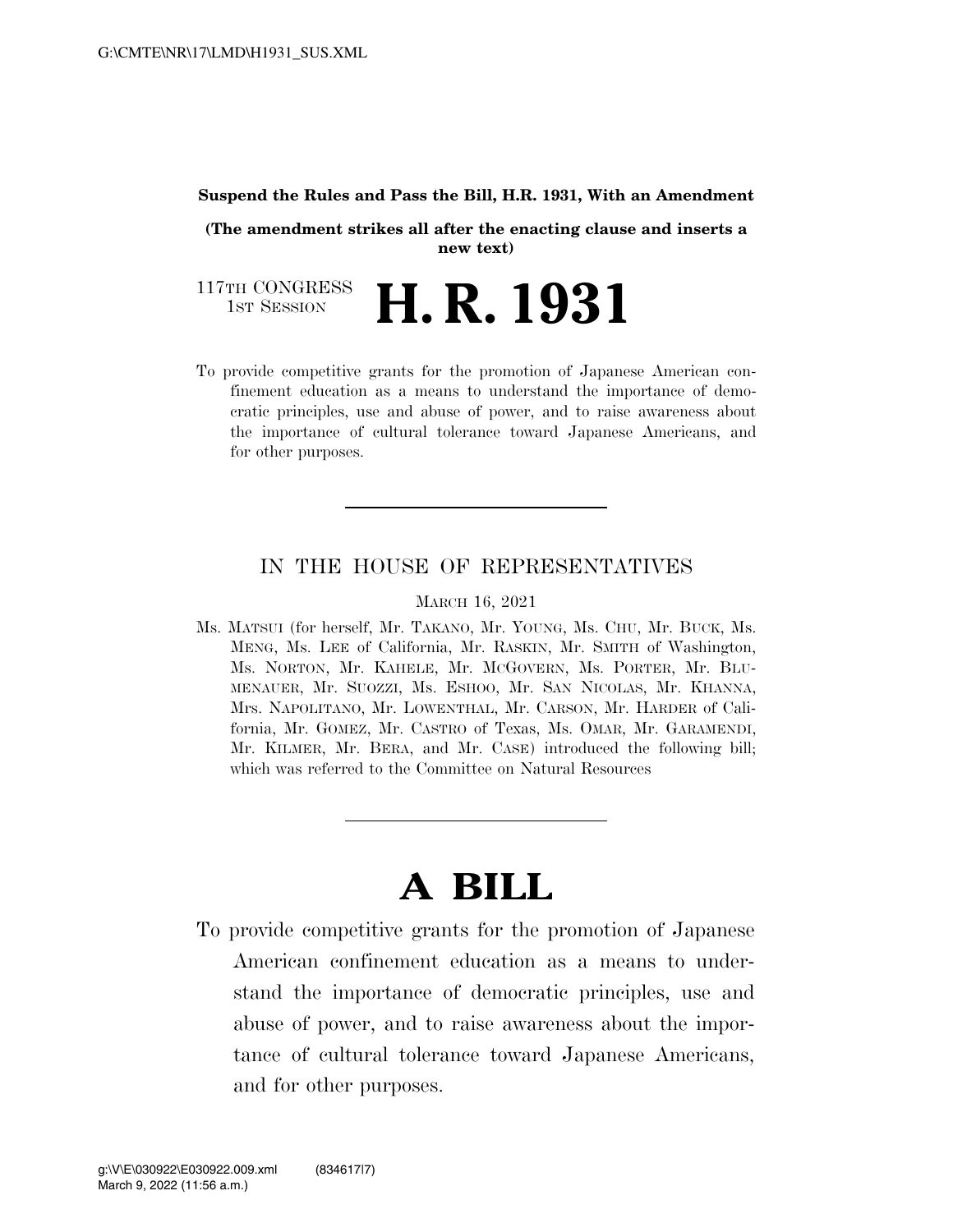**Suspend the Rules and Pass the Bill, H.R. 1931, With an Amendment**

**(The amendment strikes all after the enacting clause and inserts a new text)**

117TH CONGRESS
1ST SESSION

# H. R. 1931

To provide competitive grants for the promotion of Japanese American confinement education as a means to understand the importance of democratic principles, use and abuse of power, and to raise awareness about the importance of cultural tolerance toward Japanese Americans, and for other purposes.

---

## IN THE HOUSE OF REPRESENTATIVES

MARCH 16, 2021

Ms. MATSUI (for herself, Mr. TAKANO, Mr. YOUNG, Ms. CHU, Mr. BUCK, Ms. MENG, Ms. LEE of California, Mr. RASKIN, Mr. SMITH of Washington, Ms. NORTON, Mr. KAHELE, Mr. MCGOVERN, Ms. PORTER, Mr. BLUMENAUER, Mr. SUOZZI, Ms. ESHOO, Mr. SAN NICOLAS, Mr. KHANNA, Mrs. NAPOLITANO, Mr. LOWENTHAL, Mr. CARSON, Mr. HARDER of California, Mr. GOMEZ, Mr. CASTRO of Texas, Ms. OMAR, Mr. GARAMENDI, Mr. KILMER, Mr. BERA, and Mr. CASE) introduced the following bill; which was referred to the Committee on Natural Resources

---

# A BILL

To provide competitive grants for the promotion of Japanese American confinement education as a means to understand the importance of democratic principles, use and abuse of power, and to raise awareness about the importance of cultural tolerance toward Japanese Americans, and for other purposes.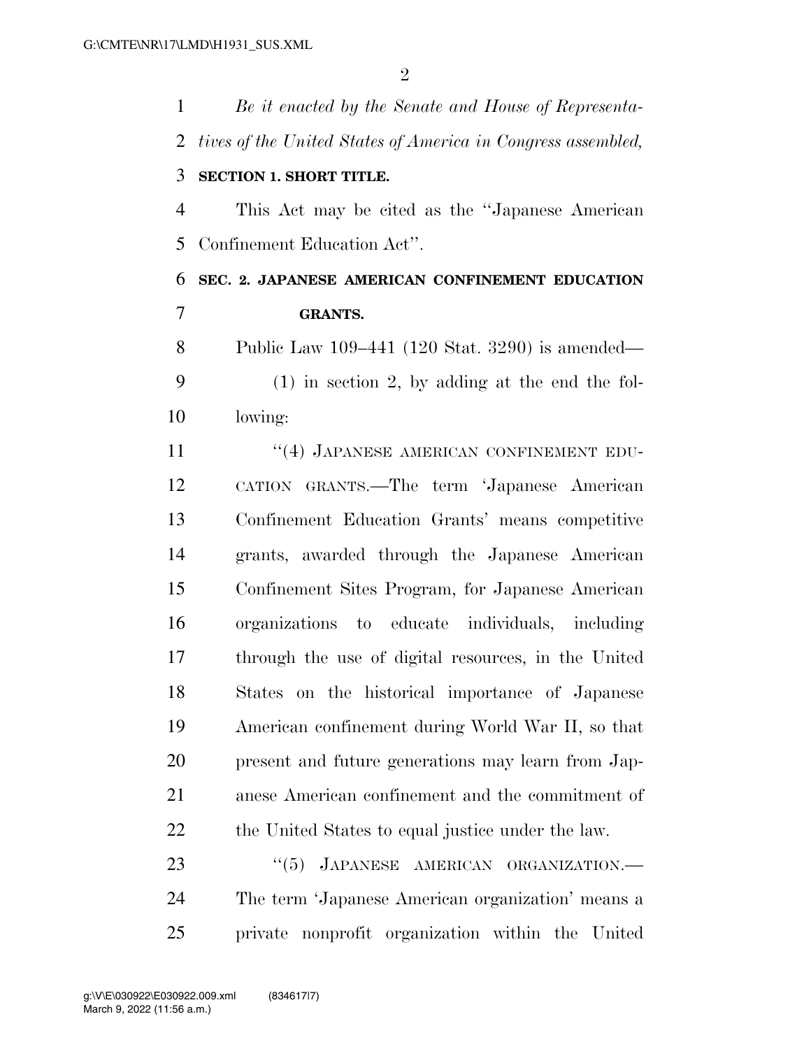*Be it enacted by the Senate and House of Representatives of the United States of America in Congress assembled,*

**SECTION 1. SHORT TITLE.**

This Act may be cited as the "Japanese American Confinement Education Act".

**SEC. 2. JAPANESE AMERICAN CONFINEMENT EDUCATION GRANTS.**

Public Law 109–441 (120 Stat. 3290) is amended—

(1) in section 2, by adding at the end the following:

"(4) JAPANESE AMERICAN CONFINEMENT EDUCATION GRANTS.—The term 'Japanese American Confinement Education Grants' means competitive grants, awarded through the Japanese American Confinement Sites Program, for Japanese American organizations to educate individuals, including through the use of digital resources, in the United States on the historical importance of Japanese American confinement during World War II, so that present and future generations may learn from Japanese American confinement and the commitment of the United States to equal justice under the law.

"(5) JAPANESE AMERICAN ORGANIZATION.—The term 'Japanese American organization' means a private nonprofit organization within the United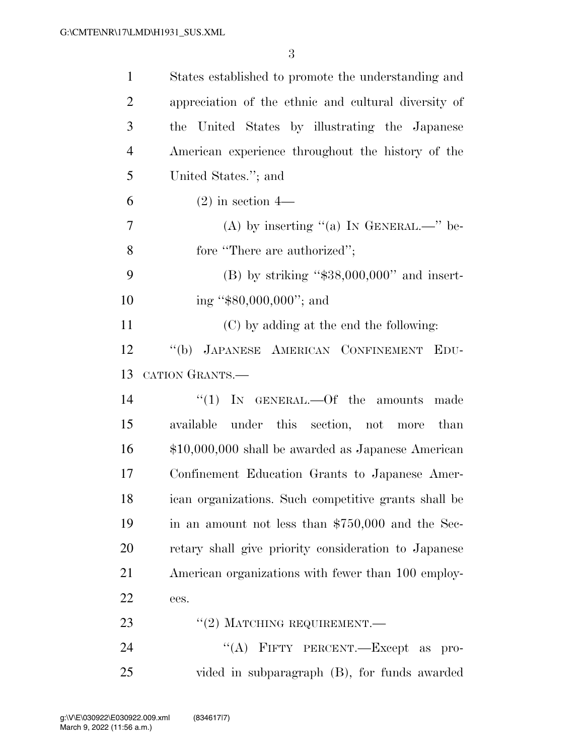States established to promote the understanding and appreciation of the ethnic and cultural diversity of the United States by illustrating the Japanese American experience throughout the history of the United States.''; and

(2) in section 4—

(A) by inserting ''(a) IN GENERAL.—'' before ''There are authorized'';

(B) by striking ''$38,000,000'' and inserting ''$80,000,000''; and

(C) by adding at the end the following:

''(b) JAPANESE AMERICAN CONFINEMENT EDUCATION GRANTS.—

''(1) IN GENERAL.—Of the amounts made available under this section, not more than $10,000,000 shall be awarded as Japanese American Confinement Education Grants to Japanese American organizations. Such competitive grants shall be in an amount not less than $750,000 and the Secretary shall give priority consideration to Japanese American organizations with fewer than 100 employees.

''(2) MATCHING REQUIREMENT.—

''(A) FIFTY PERCENT.—Except as provided in subparagraph (B), for funds awarded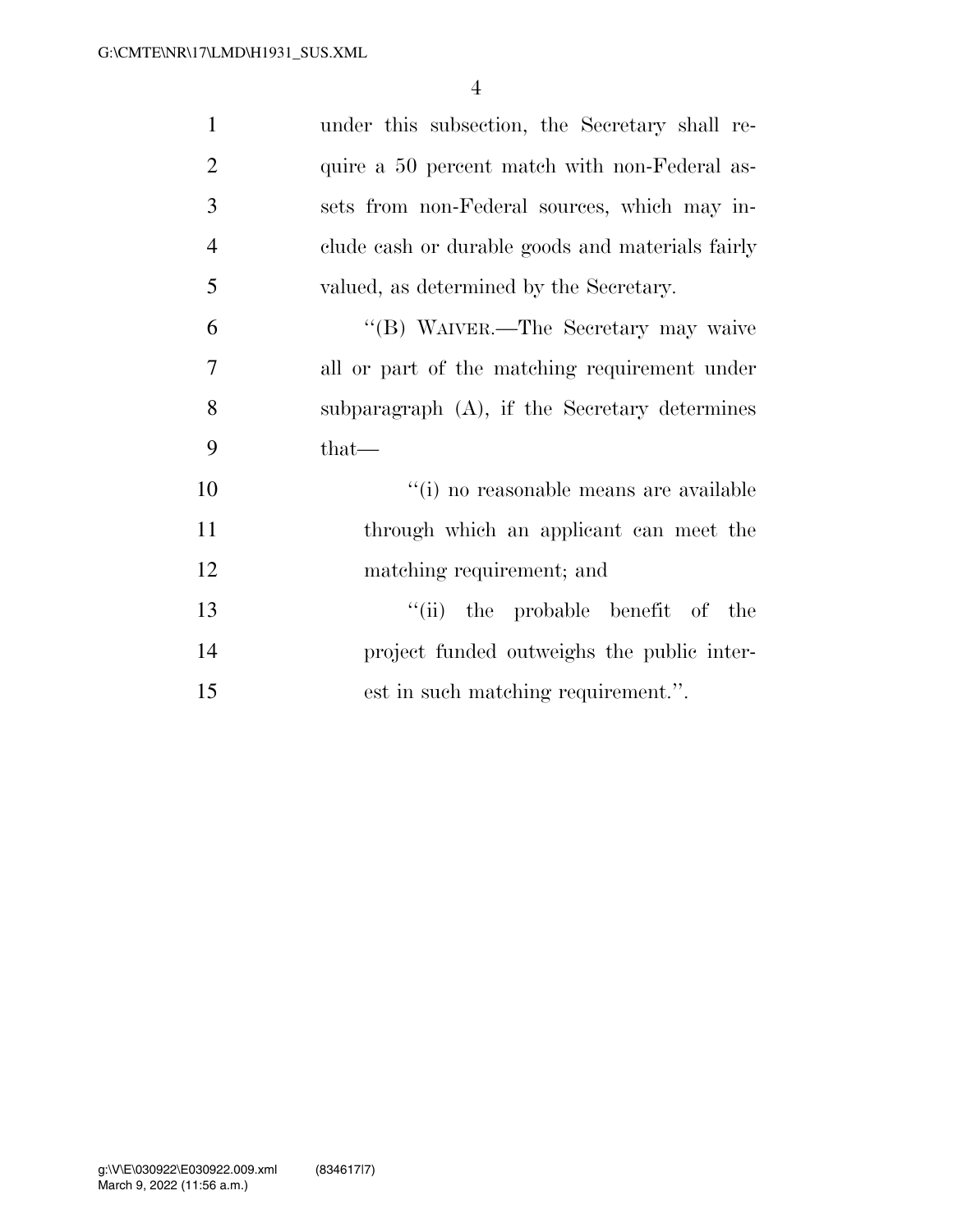under this subsection, the Secretary shall require a 50 percent match with non-Federal assets from non-Federal sources, which may include cash or durable goods and materials fairly valued, as determined by the Secretary.

"(B) WAIVER.—The Secretary may waive all or part of the matching requirement under subparagraph (A), if the Secretary determines that—

"(i) no reasonable means are available through which an applicant can meet the matching requirement; and

"(ii) the probable benefit of the project funded outweighs the public interest in such matching requirement.".